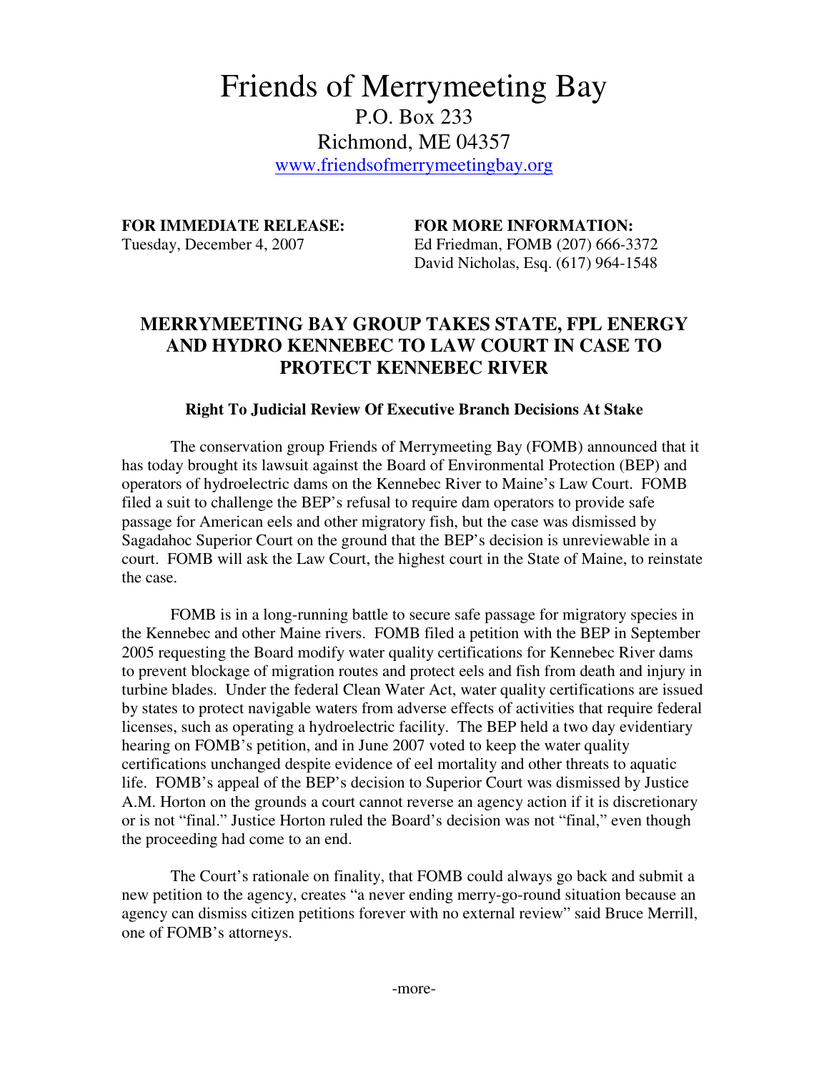# Friends of Merrymeeting Bay

P.O. Box 233
Richmond, ME 04357
www.friendsofmerrymeetingbay.org

**FOR IMMEDIATE RELEASE:**
Tuesday, December 4, 2007

**FOR MORE INFORMATION:**
Ed Friedman, FOMB (207) 666-3372
David Nicholas, Esq. (617) 964-1548

## MERRYMEETING BAY GROUP TAKES STATE, FPL ENERGY AND HYDRO KENNEBEC TO LAW COURT IN CASE TO PROTECT KENNEBEC RIVER

### Right To Judicial Review Of Executive Branch Decisions At Stake

The conservation group Friends of Merrymeeting Bay (FOMB) announced that it has today brought its lawsuit against the Board of Environmental Protection (BEP) and operators of hydroelectric dams on the Kennebec River to Maine's Law Court. FOMB filed a suit to challenge the BEP's refusal to require dam operators to provide safe passage for American eels and other migratory fish, but the case was dismissed by Sagadahoc Superior Court on the ground that the BEP's decision is unreviewable in a court. FOMB will ask the Law Court, the highest court in the State of Maine, to reinstate the case.

FOMB is in a long-running battle to secure safe passage for migratory species in the Kennebec and other Maine rivers. FOMB filed a petition with the BEP in September 2005 requesting the Board modify water quality certifications for Kennebec River dams to prevent blockage of migration routes and protect eels and fish from death and injury in turbine blades. Under the federal Clean Water Act, water quality certifications are issued by states to protect navigable waters from adverse effects of activities that require federal licenses, such as operating a hydroelectric facility. The BEP held a two day evidentiary hearing on FOMB's petition, and in June 2007 voted to keep the water quality certifications unchanged despite evidence of eel mortality and other threats to aquatic life. FOMB's appeal of the BEP's decision to Superior Court was dismissed by Justice A.M. Horton on the grounds a court cannot reverse an agency action if it is discretionary or is not "final." Justice Horton ruled the Board's decision was not "final," even though the proceeding had come to an end.

The Court's rationale on finality, that FOMB could always go back and submit a new petition to the agency, creates "a never ending merry-go-round situation because an agency can dismiss citizen petitions forever with no external review" said Bruce Merrill, one of FOMB's attorneys.

-more-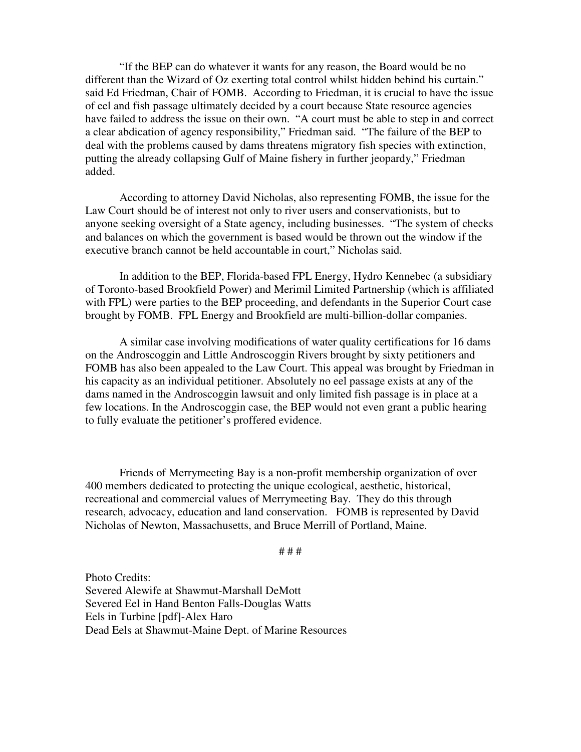"If the BEP can do whatever it wants for any reason, the Board would be no different than the Wizard of Oz exerting total control whilst hidden behind his curtain." said Ed Friedman, Chair of FOMB. According to Friedman, it is crucial to have the issue of eel and fish passage ultimately decided by a court because State resource agencies have failed to address the issue on their own. "A court must be able to step in and correct a clear abdication of agency responsibility," Friedman said. "The failure of the BEP to deal with the problems caused by dams threatens migratory fish species with extinction, putting the already collapsing Gulf of Maine fishery in further jeopardy," Friedman added.

According to attorney David Nicholas, also representing FOMB, the issue for the Law Court should be of interest not only to river users and conservationists, but to anyone seeking oversight of a State agency, including businesses. "The system of checks and balances on which the government is based would be thrown out the window if the executive branch cannot be held accountable in court," Nicholas said.

In addition to the BEP, Florida-based FPL Energy, Hydro Kennebec (a subsidiary of Toronto-based Brookfield Power) and Merimil Limited Partnership (which is affiliated with FPL) were parties to the BEP proceeding, and defendants in the Superior Court case brought by FOMB. FPL Energy and Brookfield are multi-billion-dollar companies.

A similar case involving modifications of water quality certifications for 16 dams on the Androscoggin and Little Androscoggin Rivers brought by sixty petitioners and FOMB has also been appealed to the Law Court. This appeal was brought by Friedman in his capacity as an individual petitioner. Absolutely no eel passage exists at any of the dams named in the Androscoggin lawsuit and only limited fish passage is in place at a few locations. In the Androscoggin case, the BEP would not even grant a public hearing to fully evaluate the petitioner's proffered evidence.

Friends of Merrymeeting Bay is a non-profit membership organization of over 400 members dedicated to protecting the unique ecological, aesthetic, historical, recreational and commercial values of Merrymeeting Bay. They do this through research, advocacy, education and land conservation. FOMB is represented by David Nicholas of Newton, Massachusetts, and Bruce Merrill of Portland, Maine.

# # #

Photo Credits:
Severed Alewife at Shawmut-Marshall DeMott
Severed Eel in Hand Benton Falls-Douglas Watts
Eels in Turbine [pdf]-Alex Haro
Dead Eels at Shawmut-Maine Dept. of Marine Resources